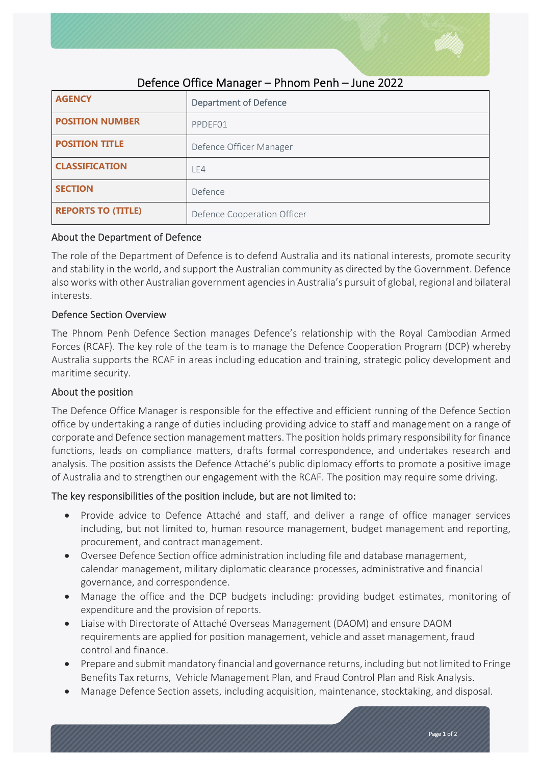# Defence Office Manager – Phnom Penh – June 2022

| AGENCY | Department of Defence |
|---|---|
| POSITION NUMBER | PPDEF01 |
| POSITION TITLE | Defence Officer Manager |
| CLASSIFICATION | LE4 |
| SECTION | Defence |
| REPORTS TO (TITLE) | Defence Cooperation Officer |

## About the Department of Defence

The role of the Department of Defence is to defend Australia and its national interests, promote security and stability in the world, and support the Australian community as directed by the Government. Defence also works with other Australian government agencies in Australia's pursuit of global, regional and bilateral interests.

## Defence Section Overview

The Phnom Penh Defence Section manages Defence's relationship with the Royal Cambodian Armed Forces (RCAF). The key role of the team is to manage the Defence Cooperation Program (DCP) whereby Australia supports the RCAF in areas including education and training, strategic policy development and maritime security.

## About the position

The Defence Office Manager is responsible for the effective and efficient running of the Defence Section office by undertaking a range of duties including providing advice to staff and management on a range of corporate and Defence section management matters. The position holds primary responsibility for finance functions, leads on compliance matters, drafts formal correspondence, and undertakes research and analysis. The position assists the Defence Attaché's public diplomacy efforts to promote a positive image of Australia and to strengthen our engagement with the RCAF. The position may require some driving.

## The key responsibilities of the position include, but are not limited to:

- Provide advice to Defence Attaché and staff, and deliver a range of office manager services including, but not limited to, human resource management, budget management and reporting, procurement, and contract management.
- Oversee Defence Section office administration including file and database management, calendar management, military diplomatic clearance processes, administrative and financial governance, and correspondence.
- Manage the office and the DCP budgets including: providing budget estimates, monitoring of expenditure and the provision of reports.
- Liaise with Directorate of Attaché Overseas Management (DAOM) and ensure DAOM requirements are applied for position management, vehicle and asset management, fraud control and finance.
- Prepare and submit mandatory financial and governance returns, including but not limited to Fringe Benefits Tax returns, Vehicle Management Plan, and Fraud Control Plan and Risk Analysis.
- Manage Defence Section assets, including acquisition, maintenance, stocktaking, and disposal.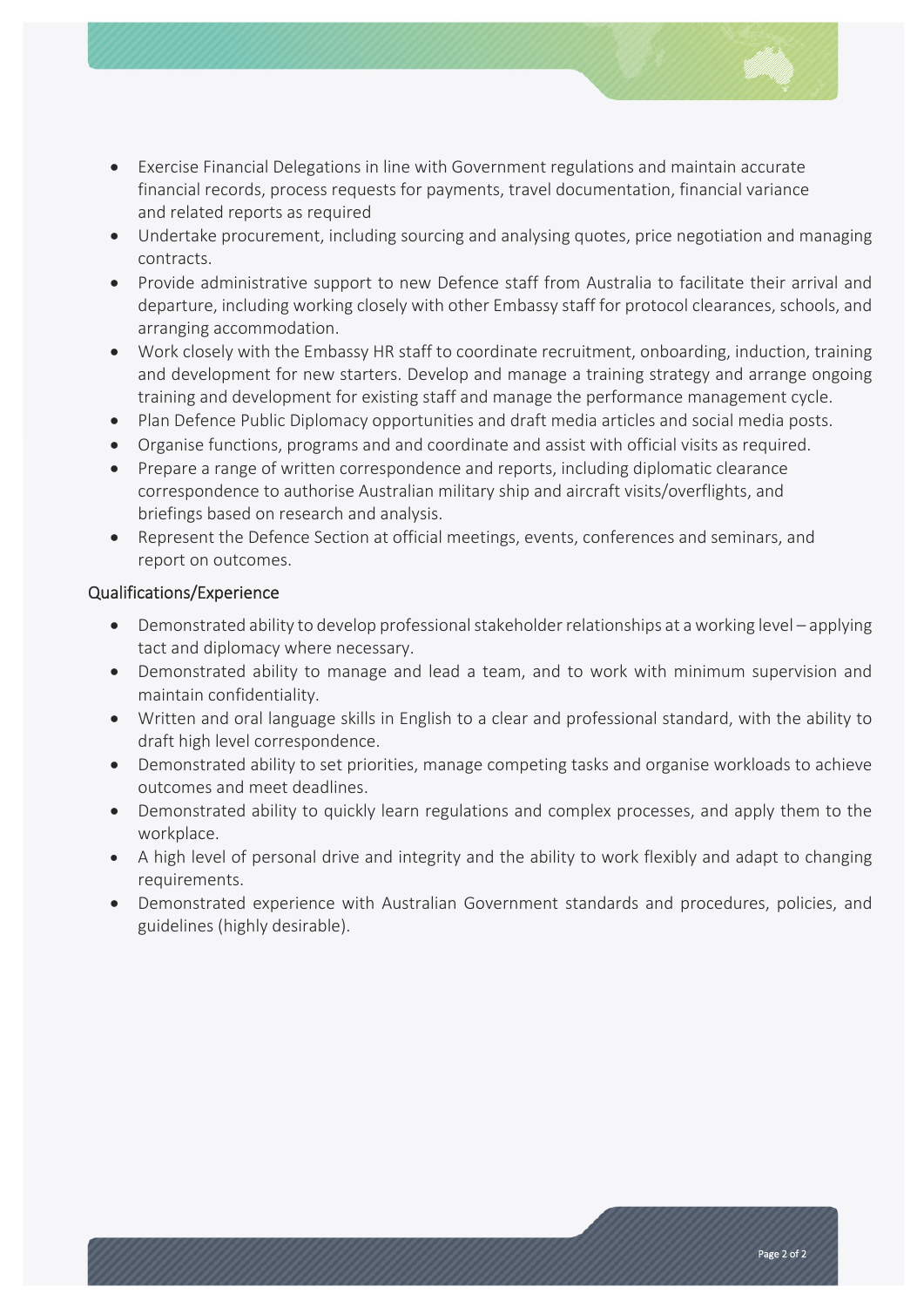- Exercise Financial Delegations in line with Government regulations and maintain accurate financial records, process requests for payments, travel documentation, financial variance and related reports as required
- Undertake procurement, including sourcing and analysing quotes, price negotiation and managing contracts.
- Provide administrative support to new Defence staff from Australia to facilitate their arrival and departure, including working closely with other Embassy staff for protocol clearances, schools, and arranging accommodation.
- Work closely with the Embassy HR staff to coordinate recruitment, onboarding, induction, training and development for new starters. Develop and manage a training strategy and arrange ongoing training and development for existing staff and manage the performance management cycle.
- Plan Defence Public Diplomacy opportunities and draft media articles and social media posts.
- Organise functions, programs and and coordinate and assist with official visits as required.
- Prepare a range of written correspondence and reports, including diplomatic clearance correspondence to authorise Australian military ship and aircraft visits/overflights, and briefings based on research and analysis.
- Represent the Defence Section at official meetings, events, conferences and seminars, and report on outcomes.

### Qualifications/Experience

- Demonstrated ability to develop professional stakeholder relationships at a working level – applying tact and diplomacy where necessary.
- Demonstrated ability to manage and lead a team, and to work with minimum supervision and maintain confidentiality.
- Written and oral language skills in English to a clear and professional standard, with the ability to draft high level correspondence.
- Demonstrated ability to set priorities, manage competing tasks and organise workloads to achieve outcomes and meet deadlines.
- Demonstrated ability to quickly learn regulations and complex processes, and apply them to the workplace.
- A high level of personal drive and integrity and the ability to work flexibly and adapt to changing requirements.
- Demonstrated experience with Australian Government standards and procedures, policies, and guidelines (highly desirable).